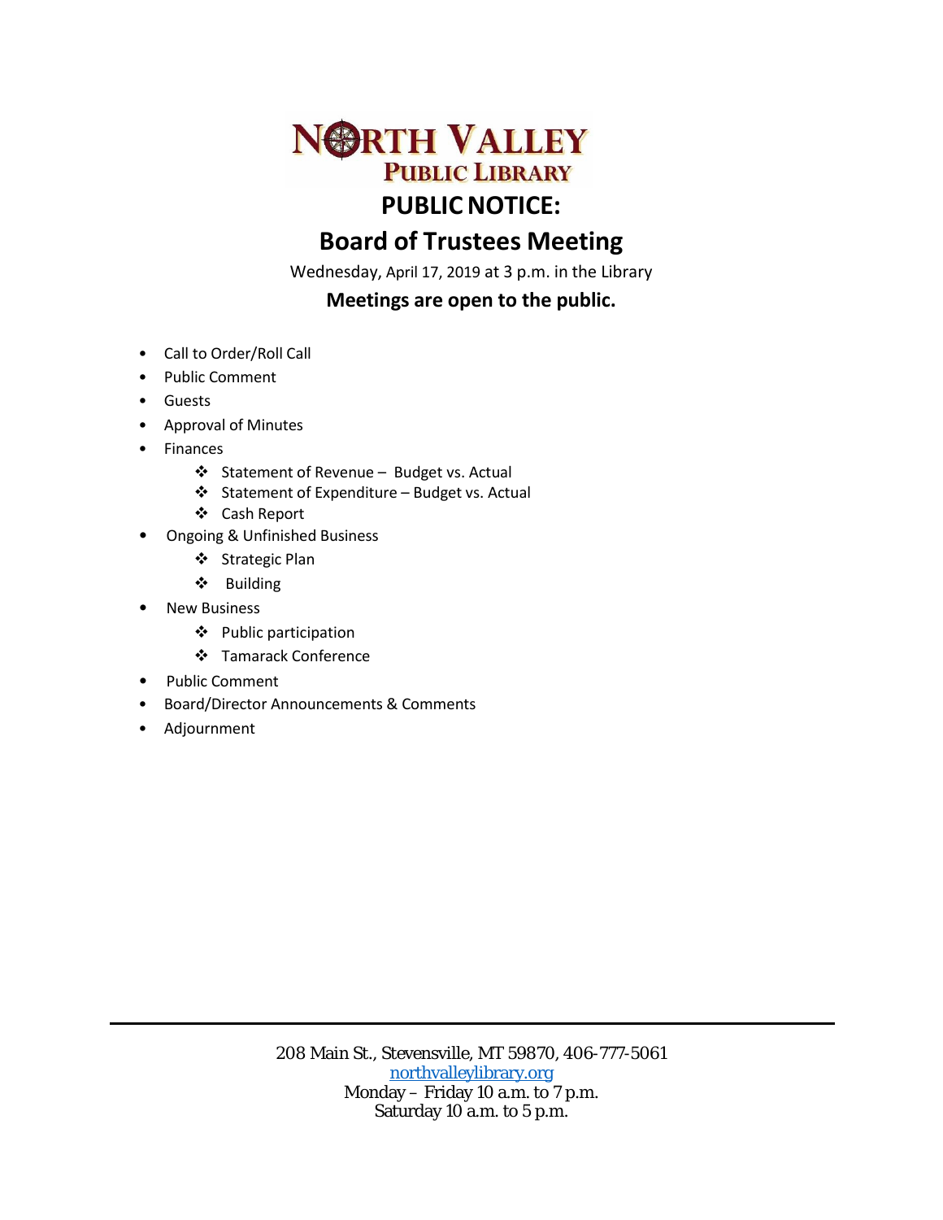# NORTH VALLEY PUBLIC LIBRARY

## PUBLIC NOTICE:

## Board of Trustees Meeting

Wednesday, April 17, 2019 at 3 p.m. in the Library

**Meetings are open to the public.**

- Call to Order/Roll Call
- Public Comment
- Guests
- Approval of Minutes
- Finances
  - ❖ Statement of Revenue – Budget vs. Actual
  - ❖ Statement of Expenditure – Budget vs. Actual
  - ❖ Cash Report
- Ongoing & Unfinished Business
  - ❖ Strategic Plan
  - ❖ Building
- New Business
  - ❖ Public participation
  - ❖ Tamarack Conference
- Public Comment
- Board/Director Announcements & Comments
- Adjournment

---

208 Main St., Stevensville, MT 59870, 406-777-5061
northvalleylibrary.org
Monday – Friday 10 a.m. to 7 p.m.
Saturday 10 a.m. to 5 p.m.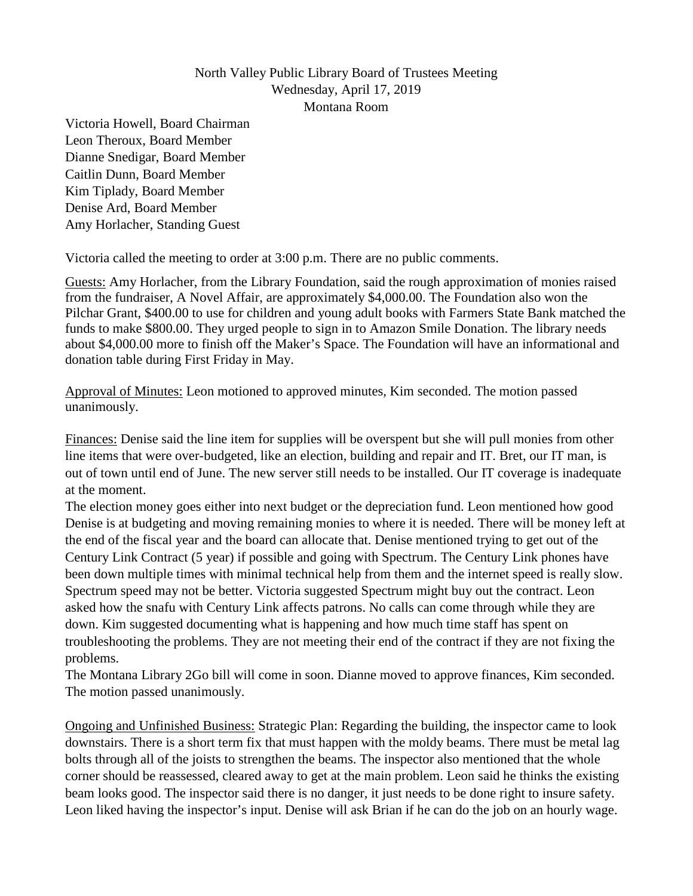North Valley Public Library Board of Trustees Meeting
Wednesday, April 17, 2019
Montana Room

Victoria Howell, Board Chairman
Leon Theroux, Board Member
Dianne Snedigar, Board Member
Caitlin Dunn, Board Member
Kim Tiplady, Board Member
Denise Ard, Board Member
Amy Horlacher, Standing Guest

Victoria called the meeting to order at 3:00 p.m. There are no public comments.

Guests: Amy Horlacher, from the Library Foundation, said the rough approximation of monies raised from the fundraiser, A Novel Affair, are approximately $4,000.00. The Foundation also won the Pilchar Grant, $400.00 to use for children and young adult books with Farmers State Bank matched the funds to make $800.00. They urged people to sign in to Amazon Smile Donation. The library needs about $4,000.00 more to finish off the Maker's Space. The Foundation will have an informational and donation table during First Friday in May.

Approval of Minutes: Leon motioned to approved minutes, Kim seconded. The motion passed unanimously.

Finances: Denise said the line item for supplies will be overspent but she will pull monies from other line items that were over-budgeted, like an election, building and repair and IT. Bret, our IT man, is out of town until end of June. The new server still needs to be installed. Our IT coverage is inadequate at the moment.
The election money goes either into next budget or the depreciation fund. Leon mentioned how good Denise is at budgeting and moving remaining monies to where it is needed. There will be money left at the end of the fiscal year and the board can allocate that. Denise mentioned trying to get out of the Century Link Contract (5 year) if possible and going with Spectrum. The Century Link phones have been down multiple times with minimal technical help from them and the internet speed is really slow. Spectrum speed may not be better. Victoria suggested Spectrum might buy out the contract. Leon asked how the snafu with Century Link affects patrons. No calls can come through while they are down. Kim suggested documenting what is happening and how much time staff has spent on troubleshooting the problems. They are not meeting their end of the contract if they are not fixing the problems.
The Montana Library 2Go bill will come in soon. Dianne moved to approve finances, Kim seconded. The motion passed unanimously.

Ongoing and Unfinished Business: Strategic Plan: Regarding the building, the inspector came to look downstairs. There is a short term fix that must happen with the moldy beams. There must be metal lag bolts through all of the joists to strengthen the beams. The inspector also mentioned that the whole corner should be reassessed, cleared away to get at the main problem. Leon said he thinks the existing beam looks good. The inspector said there is no danger, it just needs to be done right to insure safety. Leon liked having the inspector's input. Denise will ask Brian if he can do the job on an hourly wage.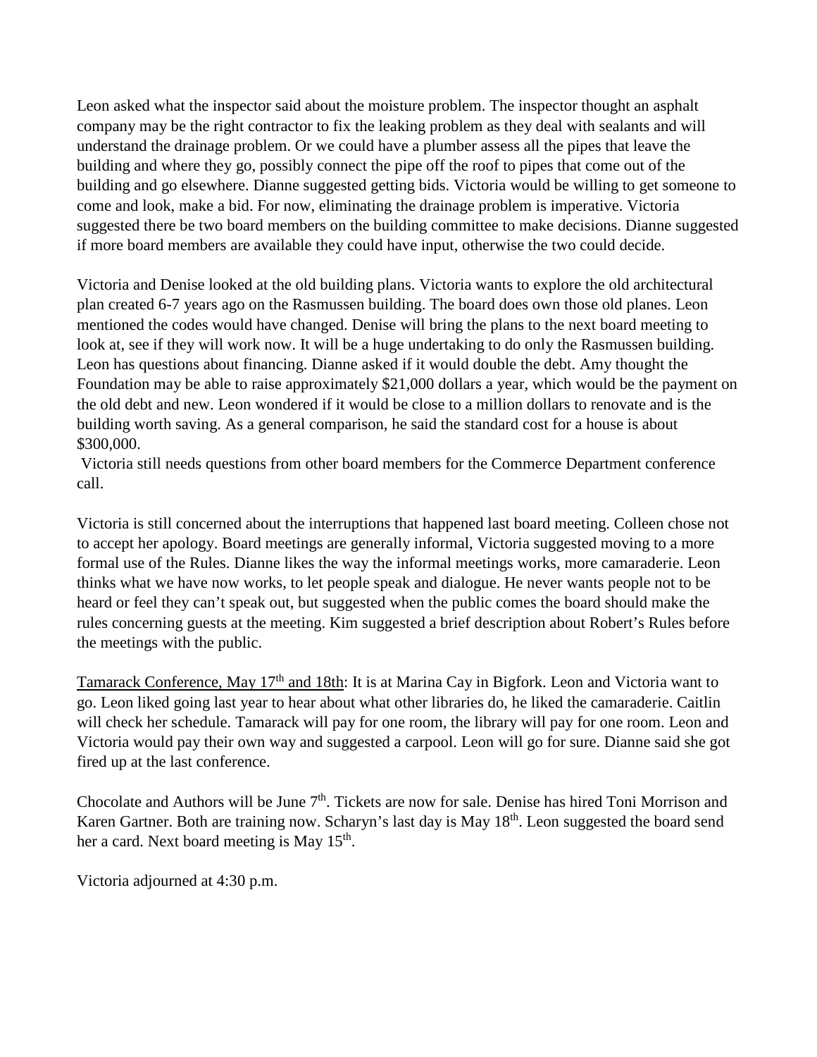Leon asked what the inspector said about the moisture problem. The inspector thought an asphalt company may be the right contractor to fix the leaking problem as they deal with sealants and will understand the drainage problem. Or we could have a plumber assess all the pipes that leave the building and where they go, possibly connect the pipe off the roof to pipes that come out of the building and go elsewhere. Dianne suggested getting bids. Victoria would be willing to get someone to come and look, make a bid. For now, eliminating the drainage problem is imperative. Victoria suggested there be two board members on the building committee to make decisions. Dianne suggested if more board members are available they could have input, otherwise the two could decide.

Victoria and Denise looked at the old building plans. Victoria wants to explore the old architectural plan created 6-7 years ago on the Rasmussen building. The board does own those old planes. Leon mentioned the codes would have changed. Denise will bring the plans to the next board meeting to look at, see if they will work now. It will be a huge undertaking to do only the Rasmussen building. Leon has questions about financing. Dianne asked if it would double the debt. Amy thought the Foundation may be able to raise approximately $21,000 dollars a year, which would be the payment on the old debt and new. Leon wondered if it would be close to a million dollars to renovate and is the building worth saving. As a general comparison, he said the standard cost for a house is about $300,000.

Victoria still needs questions from other board members for the Commerce Department conference call.

Victoria is still concerned about the interruptions that happened last board meeting. Colleen chose not to accept her apology. Board meetings are generally informal, Victoria suggested moving to a more formal use of the Rules. Dianne likes the way the informal meetings works, more camaraderie. Leon thinks what we have now works, to let people speak and dialogue. He never wants people not to be heard or feel they can't speak out, but suggested when the public comes the board should make the rules concerning guests at the meeting. Kim suggested a brief description about Robert's Rules before the meetings with the public.

<u>Tamarack Conference, May 17th and 18th</u>: It is at Marina Cay in Bigfork. Leon and Victoria want to go. Leon liked going last year to hear about what other libraries do, he liked the camaraderie. Caitlin will check her schedule. Tamarack will pay for one room, the library will pay for one room. Leon and Victoria would pay their own way and suggested a carpool. Leon will go for sure. Dianne said she got fired up at the last conference.

Chocolate and Authors will be June 7th. Tickets are now for sale. Denise has hired Toni Morrison and Karen Gartner. Both are training now. Scharyn's last day is May 18th. Leon suggested the board send her a card. Next board meeting is May 15th.

Victoria adjourned at 4:30 p.m.